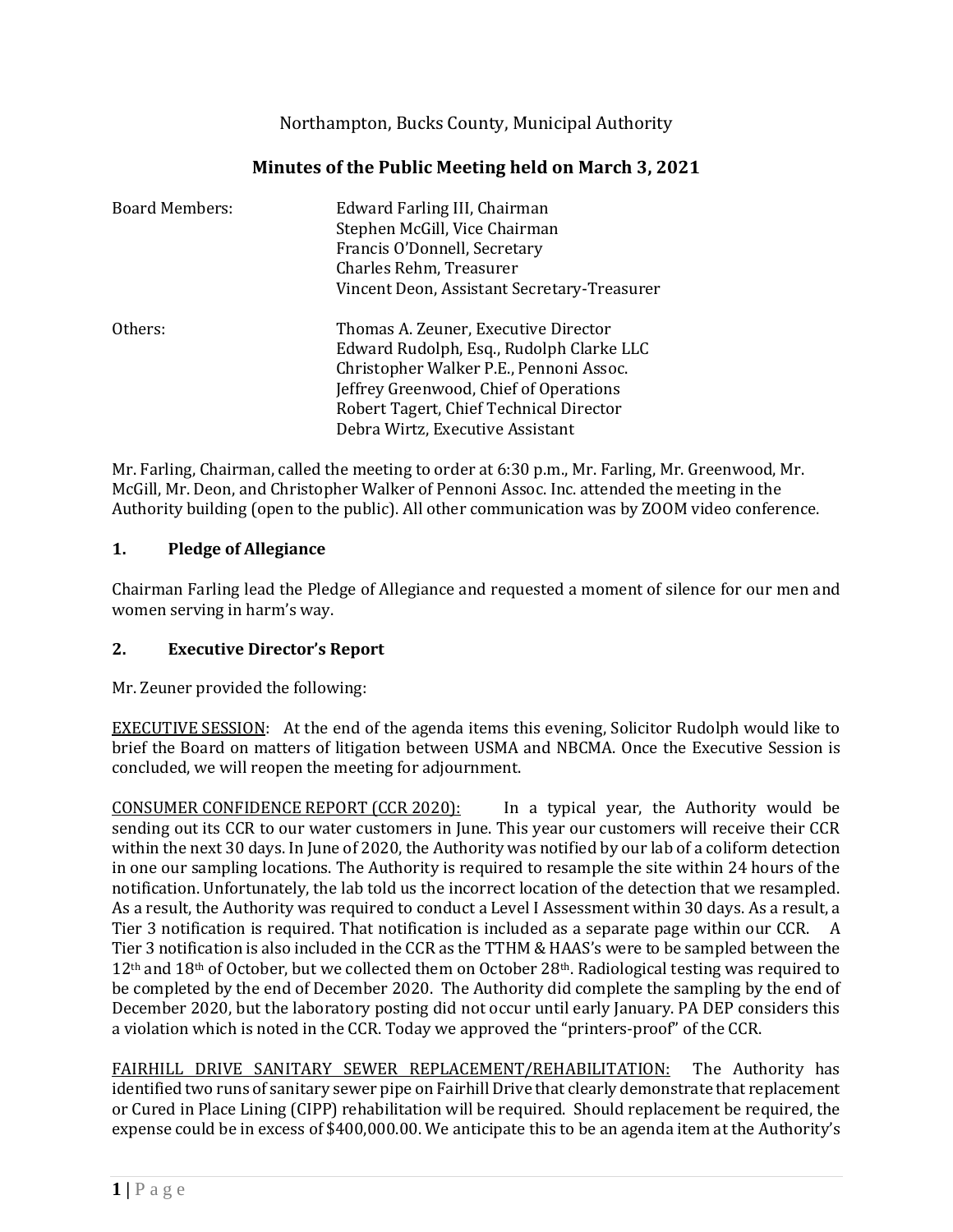Northampton, Bucks County, Municipal Authority

# Minutes of the Public Meeting held on March 3, 2021

| | |
|---|---|
| Board Members: | Edward Farling III, Chairman |
| | Stephen McGill, Vice Chairman |
| | Francis O'Donnell, Secretary |
| | Charles Rehm, Treasurer |
| | Vincent Deon, Assistant Secretary-Treasurer |
| Others: | Thomas A. Zeuner, Executive Director |
| | Edward Rudolph, Esq., Rudolph Clarke LLC |
| | Christopher Walker P.E., Pennoni Assoc. |
| | Jeffrey Greenwood, Chief of Operations |
| | Robert Tagert, Chief Technical Director |
| | Debra Wirtz, Executive Assistant |

Mr. Farling, Chairman, called the meeting to order at 6:30 p.m., Mr. Farling, Mr. Greenwood, Mr. McGill, Mr. Deon, and Christopher Walker of Pennoni Assoc. Inc. attended the meeting in the Authority building (open to the public). All other communication was by ZOOM video conference.

## 1. Pledge of Allegiance

Chairman Farling lead the Pledge of Allegiance and requested a moment of silence for our men and women serving in harm's way.

## 2. Executive Director's Report

Mr. Zeuner provided the following:

EXECUTIVE SESSION: At the end of the agenda items this evening, Solicitor Rudolph would like to brief the Board on matters of litigation between USMA and NBCMA. Once the Executive Session is concluded, we will reopen the meeting for adjournment.

CONSUMER CONFIDENCE REPORT (CCR 2020): In a typical year, the Authority would be sending out its CCR to our water customers in June. This year our customers will receive their CCR within the next 30 days. In June of 2020, the Authority was notified by our lab of a coliform detection in one our sampling locations. The Authority is required to resample the site within 24 hours of the notification. Unfortunately, the lab told us the incorrect location of the detection that we resampled. As a result, the Authority was required to conduct a Level I Assessment within 30 days. As a result, a Tier 3 notification is required. That notification is included as a separate page within our CCR. A Tier 3 notification is also included in the CCR as the TTHM & HAAS's were to be sampled between the 12th and 18th of October, but we collected them on October 28th. Radiological testing was required to be completed by the end of December 2020. The Authority did complete the sampling by the end of December 2020, but the laboratory posting did not occur until early January. PA DEP considers this a violation which is noted in the CCR. Today we approved the "printers-proof" of the CCR.

FAIRHILL DRIVE SANITARY SEWER REPLACEMENT/REHABILITATION: The Authority has identified two runs of sanitary sewer pipe on Fairhill Drive that clearly demonstrate that replacement or Cured in Place Lining (CIPP) rehabilitation will be required. Should replacement be required, the expense could be in excess of $400,000.00. We anticipate this to be an agenda item at the Authority's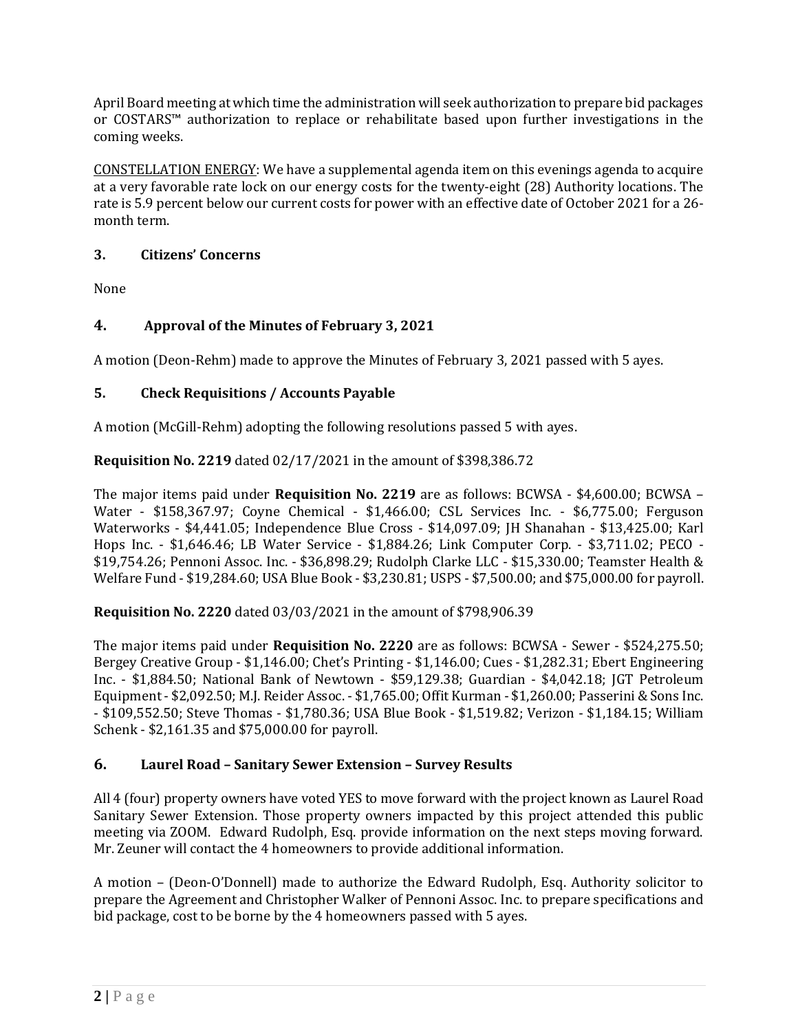April Board meeting at which time the administration will seek authorization to prepare bid packages or COSTARS™ authorization to replace or rehabilitate based upon further investigations in the coming weeks.

<u>CONSTELLATION ENERGY</u>: We have a supplemental agenda item on this evenings agenda to acquire at a very favorable rate lock on our energy costs for the twenty-eight (28) Authority locations. The rate is 5.9 percent below our current costs for power with an effective date of October 2021 for a 26-month term.

### 3. Citizens' Concerns

None

### 4. Approval of the Minutes of February 3, 2021

A motion (Deon-Rehm) made to approve the Minutes of February 3, 2021 passed with 5 ayes.

### 5. Check Requisitions / Accounts Payable

A motion (McGill-Rehm) adopting the following resolutions passed 5 with ayes.

**Requisition No. 2219** dated 02/17/2021 in the amount of $398,386.72

The major items paid under **Requisition No. 2219** are as follows: BCWSA - $4,600.00; BCWSA – Water - $158,367.97; Coyne Chemical - $1,466.00; CSL Services Inc. - $6,775.00; Ferguson Waterworks - $4,441.05; Independence Blue Cross - $14,097.09; JH Shanahan - $13,425.00; Karl Hops Inc. - $1,646.46; LB Water Service - $1,884.26; Link Computer Corp. - $3,711.02; PECO - $19,754.26; Pennoni Assoc. Inc. - $36,898.29; Rudolph Clarke LLC - $15,330.00; Teamster Health & Welfare Fund - $19,284.60; USA Blue Book - $3,230.81; USPS - $7,500.00; and $75,000.00 for payroll.

**Requisition No. 2220** dated 03/03/2021 in the amount of $798,906.39

The major items paid under **Requisition No. 2220** are as follows: BCWSA - Sewer - $524,275.50; Bergey Creative Group - $1,146.00; Chet's Printing - $1,146.00; Cues - $1,282.31; Ebert Engineering Inc. - $1,884.50; National Bank of Newtown - $59,129.38; Guardian - $4,042.18; JGT Petroleum Equipment - $2,092.50; M.J. Reider Assoc. - $1,765.00; Offit Kurman - $1,260.00; Passerini & Sons Inc. - $109,552.50; Steve Thomas - $1,780.36; USA Blue Book - $1,519.82; Verizon - $1,184.15; William Schenk - $2,161.35 and $75,000.00 for payroll.

### 6. Laurel Road – Sanitary Sewer Extension – Survey Results

All 4 (four) property owners have voted YES to move forward with the project known as Laurel Road Sanitary Sewer Extension. Those property owners impacted by this project attended this public meeting via ZOOM. Edward Rudolph, Esq. provide information on the next steps moving forward. Mr. Zeuner will contact the 4 homeowners to provide additional information.

A motion – (Deon-O'Donnell) made to authorize the Edward Rudolph, Esq. Authority solicitor to prepare the Agreement and Christopher Walker of Pennoni Assoc. Inc. to prepare specifications and bid package, cost to be borne by the 4 homeowners passed with 5 ayes.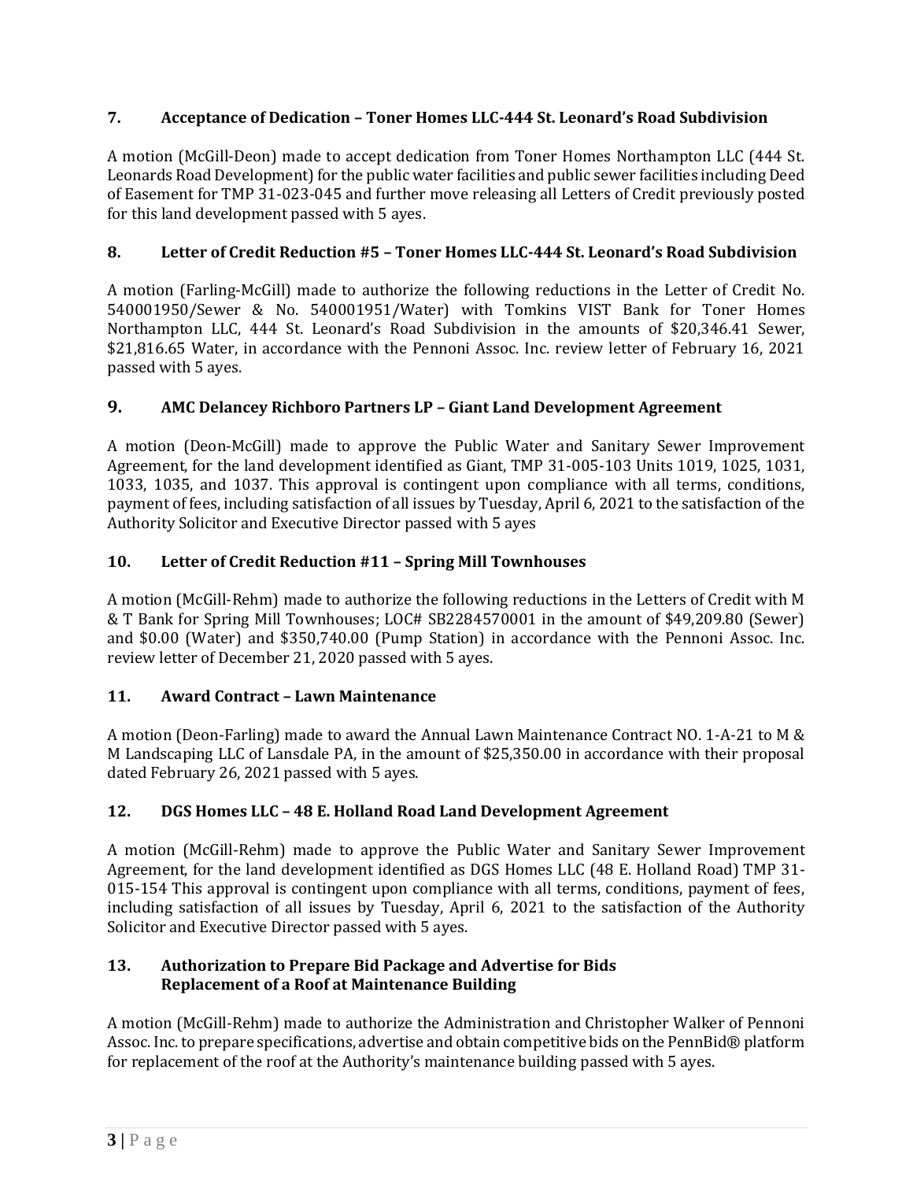### 7. Acceptance of Dedication – Toner Homes LLC-444 St. Leonard's Road Subdivision

A motion (McGill-Deon) made to accept dedication from Toner Homes Northampton LLC (444 St. Leonards Road Development) for the public water facilities and public sewer facilities including Deed of Easement for TMP 31-023-045 and further move releasing all Letters of Credit previously posted for this land development passed with 5 ayes.

### 8. Letter of Credit Reduction #5 – Toner Homes LLC-444 St. Leonard's Road Subdivision

A motion (Farling-McGill) made to authorize the following reductions in the Letter of Credit No. 540001950/Sewer & No. 540001951/Water) with Tomkins VIST Bank for Toner Homes Northampton LLC, 444 St. Leonard's Road Subdivision in the amounts of $20,346.41 Sewer, $21,816.65 Water, in accordance with the Pennoni Assoc. Inc. review letter of February 16, 2021 passed with 5 ayes.

### 9. AMC Delancey Richboro Partners LP – Giant Land Development Agreement

A motion (Deon-McGill) made to approve the Public Water and Sanitary Sewer Improvement Agreement, for the land development identified as Giant, TMP 31-005-103 Units 1019, 1025, 1031, 1033, 1035, and 1037. This approval is contingent upon compliance with all terms, conditions, payment of fees, including satisfaction of all issues by Tuesday, April 6, 2021 to the satisfaction of the Authority Solicitor and Executive Director passed with 5 ayes

### 10. Letter of Credit Reduction #11 – Spring Mill Townhouses

A motion (McGill-Rehm) made to authorize the following reductions in the Letters of Credit with M & T Bank for Spring Mill Townhouses; LOC# SB2284570001 in the amount of $49,209.80 (Sewer) and $0.00 (Water) and $350,740.00 (Pump Station) in accordance with the Pennoni Assoc. Inc. review letter of December 21, 2020 passed with 5 ayes.

### 11. Award Contract – Lawn Maintenance

A motion (Deon-Farling) made to award the Annual Lawn Maintenance Contract NO. 1-A-21 to M & M Landscaping LLC of Lansdale PA, in the amount of $25,350.00 in accordance with their proposal dated February 26, 2021 passed with 5 ayes.

### 12. DGS Homes LLC – 48 E. Holland Road Land Development Agreement

A motion (McGill-Rehm) made to approve the Public Water and Sanitary Sewer Improvement Agreement, for the land development identified as DGS Homes LLC (48 E. Holland Road) TMP 31-015-154 This approval is contingent upon compliance with all terms, conditions, payment of fees, including satisfaction of all issues by Tuesday, April 6, 2021 to the satisfaction of the Authority Solicitor and Executive Director passed with 5 ayes.

### 13. Authorization to Prepare Bid Package and Advertise for Bids Replacement of a Roof at Maintenance Building

A motion (McGill-Rehm) made to authorize the Administration and Christopher Walker of Pennoni Assoc. Inc. to prepare specifications, advertise and obtain competitive bids on the PennBid® platform for replacement of the roof at the Authority's maintenance building passed with 5 ayes.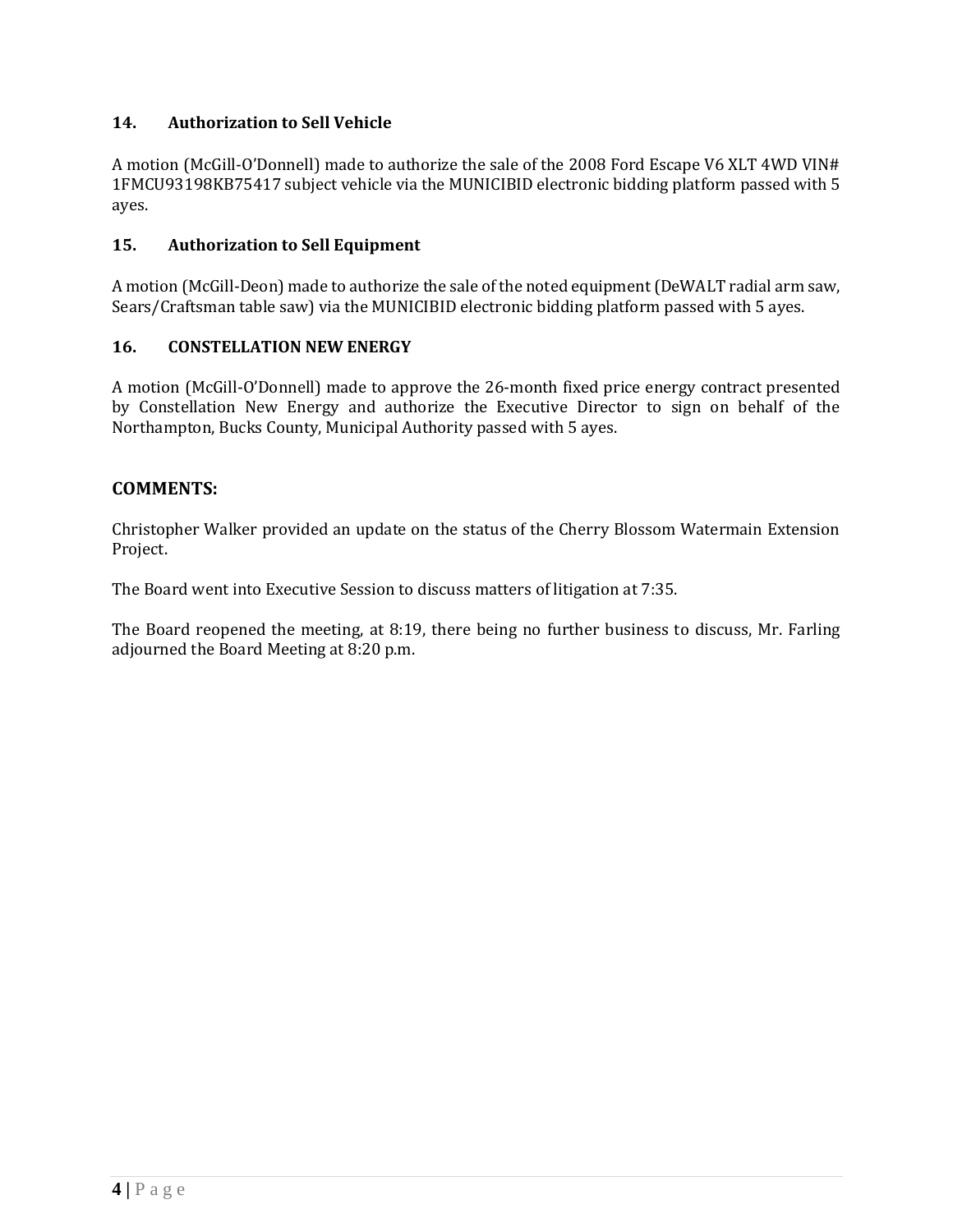### 14. Authorization to Sell Vehicle

A motion (McGill-O'Donnell) made to authorize the sale of the 2008 Ford Escape V6 XLT 4WD VIN# 1FMCU93198KB75417 subject vehicle via the MUNICIBID electronic bidding platform passed with 5 ayes.

### 15. Authorization to Sell Equipment

A motion (McGill-Deon) made to authorize the sale of the noted equipment (DeWALT radial arm saw, Sears/Craftsman table saw) via the MUNICIBID electronic bidding platform passed with 5 ayes.

### 16. CONSTELLATION NEW ENERGY

A motion (McGill-O'Donnell) made to approve the 26-month fixed price energy contract presented by Constellation New Energy and authorize the Executive Director to sign on behalf of the Northampton, Bucks County, Municipal Authority passed with 5 ayes.

## COMMENTS:

Christopher Walker provided an update on the status of the Cherry Blossom Watermain Extension Project.

The Board went into Executive Session to discuss matters of litigation at 7:35.

The Board reopened the meeting, at 8:19, there being no further business to discuss, Mr. Farling adjourned the Board Meeting at 8:20 p.m.